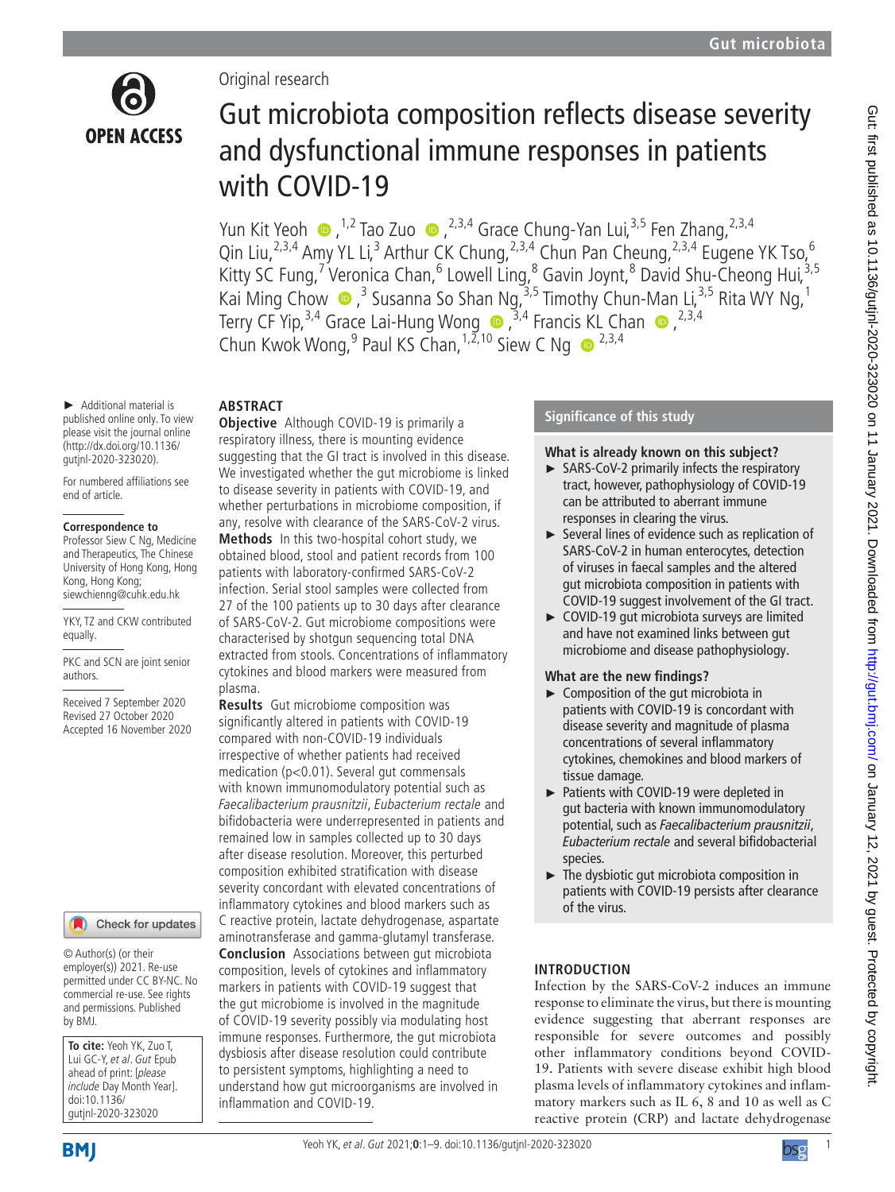Original research

# Gut microbiota composition reflects disease severity and dysfunctional immune responses in patients with COVID-19

Yun Kit Yeoh,[1,2] Tao Zuo,[2,3,4] Grace Chung-Yan Lui,[3,5] Fen Zhang,[2,3,4] Qin Liu,[2,3,4] Amy YL Li,[3] Arthur CK Chung,[2,3,4] Chun Pan Cheung,[2,3,4] Eugene YK Tso,[6] Kitty SC Fung,[7] Veronica Chan,[6] Lowell Ling,[8] Gavin Joynt,[8] David Shu-Cheong Hui,[3,5] Kai Ming Chow,[3] Susanna So Shan Ng,[3,5] Timothy Chun-Man Li,[3,5] Rita WY Ng,[1] Terry CF Yip,[3,4] Grace Lai-Hung Wong,[3,4] Francis KL Chan,[2,3,4] Chun Kwok Wong,[9] Paul KS Chan,[1,2,10] Siew C Ng[2,3,4]

► Additional material is published online only. To view please visit the journal online (http://dx.doi.org/10.1136/gutjnl-2020-323020).

For numbered affiliations see end of article.

**Correspondence to**
Professor Siew C Ng, Medicine and Therapeutics, The Chinese University of Hong Kong, Hong Kong, Hong Kong; siewchienng@cuhk.edu.hk

YKY, TZ and CKW contributed equally.

PKC and SCN are joint senior authors.

Received 7 September 2020
Revised 27 October 2020
Accepted 16 November 2020

© Author(s) (or their employer(s)) 2021. Re-use permitted under CC BY-NC. No commercial re-use. See rights and permissions. Published by BMJ.

**To cite:** Yeoh YK, Zuo T, Lui GC-Y, *et al*. *Gut* Epub ahead of print: [*please include* Day Month Year]. doi:10.1136/gutjnl-2020-323020

## ABSTRACT

**Objective** Although COVID-19 is primarily a respiratory illness, there is mounting evidence suggesting that the GI tract is involved in this disease. We investigated whether the gut microbiome is linked to disease severity in patients with COVID-19, and whether perturbations in microbiome composition, if any, resolve with clearance of the SARS-CoV-2 virus.

**Methods** In this two-hospital cohort study, we obtained blood, stool and patient records from 100 patients with laboratory-confirmed SARS-CoV-2 infection. Serial stool samples were collected from 27 of the 100 patients up to 30 days after clearance of SARS-CoV-2. Gut microbiome compositions were characterised by shotgun sequencing total DNA extracted from stools. Concentrations of inflammatory cytokines and blood markers were measured from plasma.

**Results** Gut microbiome composition was significantly altered in patients with COVID-19 compared with non-COVID-19 individuals irrespective of whether patients had received medication ($p<0.01$). Several gut commensals with known immunomodulatory potential such as *Faecalibacterium prausnitzii*, *Eubacterium rectale* and bifidobacteria were underrepresented in patients and remained low in samples collected up to 30 days after disease resolution. Moreover, this perturbed composition exhibited stratification with disease severity concordant with elevated concentrations of inflammatory cytokines and blood markers such as C reactive protein, lactate dehydrogenase, aspartate aminotransferase and gamma-glutamyl transferase.

**Conclusion** Associations between gut microbiota composition, levels of cytokines and inflammatory markers in patients with COVID-19 suggest that the gut microbiome is involved in the magnitude of COVID-19 severity possibly via modulating host immune responses. Furthermore, the gut microbiota dysbiosis after disease resolution could contribute to persistent symptoms, highlighting a need to understand how gut microorganisms are involved in inflammation and COVID-19.

## Significance of this study

### What is already known on this subject?

- ► SARS-CoV-2 primarily infects the respiratory tract, however, pathophysiology of COVID-19 can be attributed to aberrant immune responses in clearing the virus.
- ► Several lines of evidence such as replication of SARS-CoV-2 in human enterocytes, detection of viruses in faecal samples and the altered gut microbiota composition in patients with COVID-19 suggest involvement of the GI tract.
- ► COVID-19 gut microbiota surveys are limited and have not examined links between gut microbiome and disease pathophysiology.

### What are the new findings?

- ► Composition of the gut microbiota in patients with COVID-19 is concordant with disease severity and magnitude of plasma concentrations of several inflammatory cytokines, chemokines and blood markers of tissue damage.
- ► Patients with COVID-19 were depleted in gut bacteria with known immunomodulatory potential, such as *Faecalibacterium prausnitzii*, *Eubacterium rectale* and several bifidobacterial species.
- ► The dysbiotic gut microbiota composition in patients with COVID-19 persists after clearance of the virus.

## INTRODUCTION

Infection by the SARS-CoV-2 induces an immune response to eliminate the virus, but there is mounting evidence suggesting that aberrant responses are responsible for severe outcomes and possibly other inflammatory conditions beyond COVID-19. Patients with severe disease exhibit high blood plasma levels of inflammatory cytokines and inflammatory markers such as IL 6, 8 and 10 as well as C reactive protein (CRP) and lactate dehydrogenase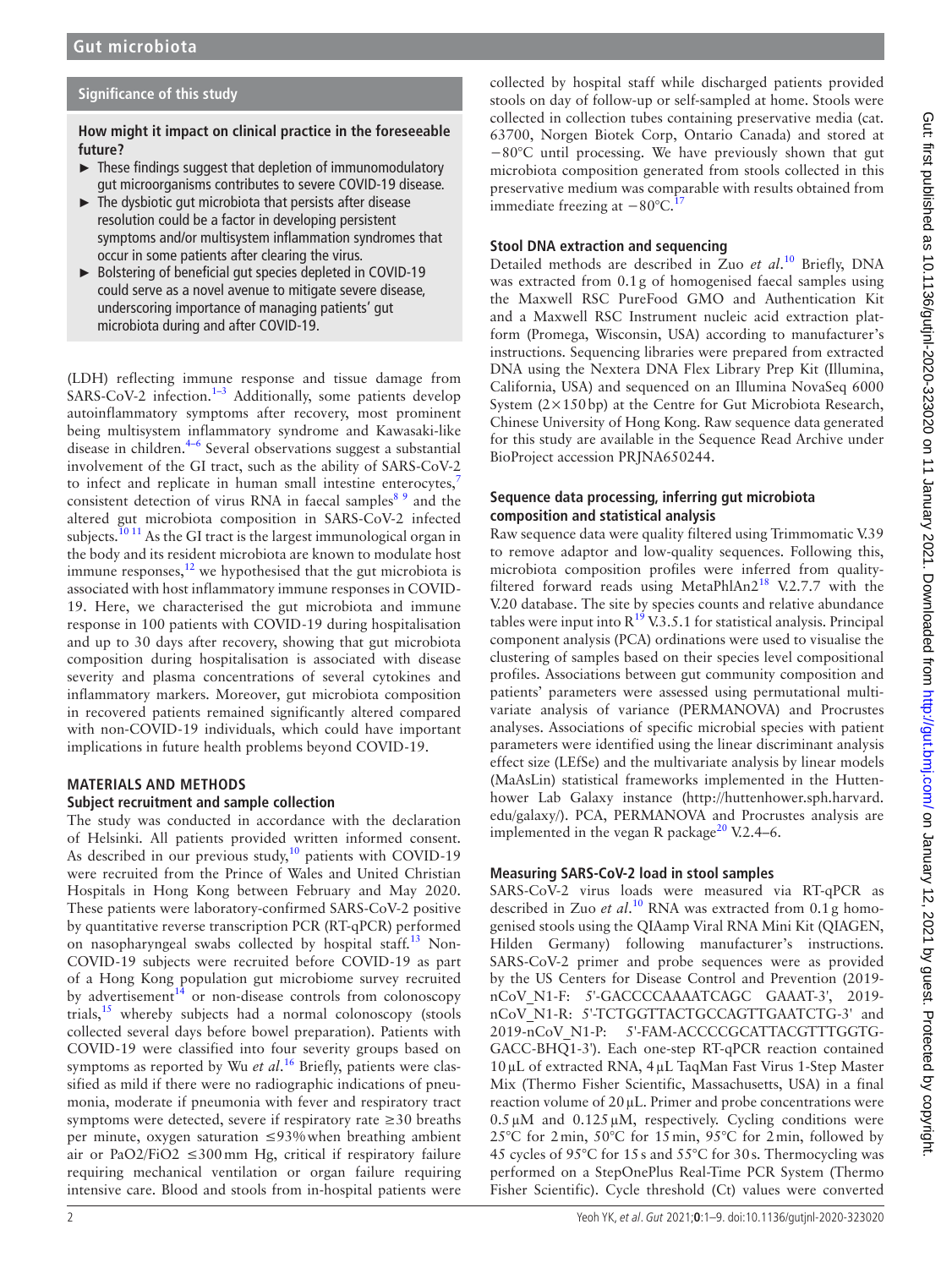## Significance of this study

**How might it impact on clinical practice in the foreseeable future?**

- These findings suggest that depletion of immunomodulatory gut microorganisms contributes to severe COVID-19 disease.
- The dysbiotic gut microbiota that persists after disease resolution could be a factor in developing persistent symptoms and/or multisystem inflammation syndromes that occur in some patients after clearing the virus.
- Bolstering of beneficial gut species depleted in COVID-19 could serve as a novel avenue to mitigate severe disease, underscoring importance of managing patients' gut microbiota during and after COVID-19.

(LDH) reflecting immune response and tissue damage from SARS-CoV-2 infection.[1–3] Additionally, some patients develop autoinflammatory symptoms after recovery, most prominent being multisystem inflammatory syndrome and Kawasaki-like disease in children.[4–6] Several observations suggest a substantial involvement of the GI tract, such as the ability of SARS-CoV-2 to infect and replicate in human small intestine enterocytes,[7] consistent detection of virus RNA in faecal samples[8 9] and the altered gut microbiota composition in SARS-CoV-2 infected subjects.[10 11] As the GI tract is the largest immunological organ in the body and its resident microbiota are known to modulate host immune responses,[12] we hypothesised that the gut microbiota is associated with host inflammatory immune responses in COVID-19. Here, we characterised the gut microbiota and immune response in 100 patients with COVID-19 during hospitalisation and up to 30 days after recovery, showing that gut microbiota composition during hospitalisation is associated with disease severity and plasma concentrations of several cytokines and inflammatory markers. Moreover, gut microbiota composition in recovered patients remained significantly altered compared with non-COVID-19 individuals, which could have important implications in future health problems beyond COVID-19.

## MATERIALS AND METHODS

### Subject recruitment and sample collection

The study was conducted in accordance with the declaration of Helsinki. All patients provided written informed consent. As described in our previous study,[10] patients with COVID-19 were recruited from the Prince of Wales and United Christian Hospitals in Hong Kong between February and May 2020. These patients were laboratory-confirmed SARS-CoV-2 positive by quantitative reverse transcription PCR (RT-qPCR) performed on nasopharyngeal swabs collected by hospital staff.[13] Non-COVID-19 subjects were recruited before COVID-19 as part of a Hong Kong population gut microbiome survey recruited by advertisement[14] or non-disease controls from colonoscopy trials,[15] whereby subjects had a normal colonoscopy (stools collected several days before bowel preparation). Patients with COVID-19 were classified into four severity groups based on symptoms as reported by Wu *et al*.[16] Briefly, patients were classified as mild if there were no radiographic indications of pneumonia, moderate if pneumonia with fever and respiratory tract symptoms were detected, severe if respiratory rate ≥30 breaths per minute, oxygen saturation ≤93% when breathing ambient air or PaO2/FiO2 ≤300 mm Hg, critical if respiratory failure requiring mechanical ventilation or organ failure requiring intensive care. Blood and stools from in-hospital patients were collected by hospital staff while discharged patients provided stools on day of follow-up or self-sampled at home. Stools were collected in collection tubes containing preservative media (cat. 63700, Norgen Biotek Corp, Ontario Canada) and stored at −80°C until processing. We have previously shown that gut microbiota composition generated from stools collected in this preservative medium was comparable with results obtained from immediate freezing at −80°C.[17]

### Stool DNA extraction and sequencing

Detailed methods are described in Zuo *et al*.[10] Briefly, DNA was extracted from 0.1 g of homogenised faecal samples using the Maxwell RSC PureFood GMO and Authentication Kit and a Maxwell RSC Instrument nucleic acid extraction platform (Promega, Wisconsin, USA) according to manufacturer's instructions. Sequencing libraries were prepared from extracted DNA using the Nextera DNA Flex Library Prep Kit (Illumina, California, USA) and sequenced on an Illumina NovaSeq 6000 System (2×150 bp) at the Centre for Gut Microbiota Research, Chinese University of Hong Kong. Raw sequence data generated for this study are available in the Sequence Read Archive under BioProject accession PRJNA650244.

### Sequence data processing, inferring gut microbiota composition and statistical analysis

Raw sequence data were quality filtered using Trimmomatic V.39 to remove adaptor and low-quality sequences. Following this, microbiota composition profiles were inferred from quality-filtered forward reads using MetaPhlAn2[18] V.2.7.7 with the V.20 database. The site by species counts and relative abundance tables were input into R[19] V.3.5.1 for statistical analysis. Principal component analysis (PCA) ordinations were used to visualise the clustering of samples based on their species level compositional profiles. Associations between gut community composition and patients' parameters were assessed using permutational multivariate analysis of variance (PERMANOVA) and Procrustes analyses. Associations of specific microbial species with patient parameters were identified using the linear discriminant analysis effect size (LEfSe) and the multivariate analysis by linear models (MaAsLin) statistical frameworks implemented in the Huttenhower Lab Galaxy instance (http://huttenhower.sph.harvard.edu/galaxy/). PCA, PERMANOVA and Procrustes analysis are implemented in the vegan R package[20] V.2.4–6.

### Measuring SARS-CoV-2 load in stool samples

SARS-CoV-2 virus loads were measured via RT-qPCR as described in Zuo *et al*.[10] RNA was extracted from 0.1 g homogenised stools using the QIAamp Viral RNA Mini Kit (QIAGEN, Hilden Germany) following manufacturer's instructions. SARS-CoV-2 primer and probe sequences were as provided by the US Centers for Disease Control and Prevention (2019-nCoV_N1-F: 5'-GACCCCAAAATCAGC GAAAT-3', 2019-nCoV_N1-R: 5'-TCTGGTTACTGCCAGTTGAATCTG-3' and 2019-nCoV_N1-P: 5'-FAM-ACCCCGCATTACGTTTGGTGGACC-BHQ1-3'). Each one-step RT-qPCR reaction contained 10 µL of extracted RNA, 4 µL TaqMan Fast Virus 1-Step Master Mix (Thermo Fisher Scientific, Massachusetts, USA) in a final reaction volume of 20 µL. Primer and probe concentrations were 0.5 µM and 0.125 µM, respectively. Cycling conditions were 25°C for 2 min, 50°C for 15 min, 95°C for 2 min, followed by 45 cycles of 95°C for 15 s and 55°C for 30 s. Thermocycling was performed on a StepOnePlus Real-Time PCR System (Thermo Fisher Scientific). Cycle threshold (Ct) values were converted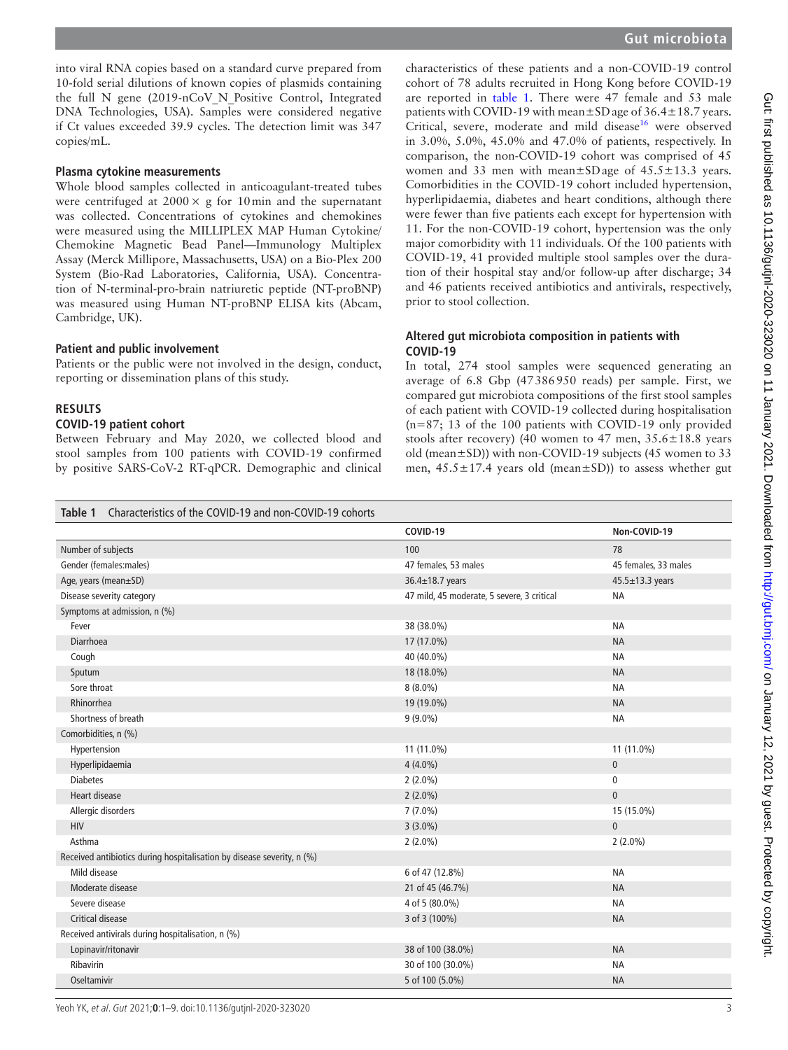into viral RNA copies based on a standard curve prepared from 10-fold serial dilutions of known copies of plasmids containing the full N gene (2019-nCoV_N_Positive Control, Integrated DNA Technologies, USA). Samples were considered negative if Ct values exceeded 39.9 cycles. The detection limit was 347 copies/mL.

### Plasma cytokine measurements

Whole blood samples collected in anticoagulant-treated tubes were centrifuged at 2000 × g for 10 min and the supernatant was collected. Concentrations of cytokines and chemokines were measured using the MILLIPLEX MAP Human Cytokine/Chemokine Magnetic Bead Panel—Immunology Multiplex Assay (Merck Millipore, Massachusetts, USA) on a Bio-Plex 200 System (Bio-Rad Laboratories, California, USA). Concentration of N-terminal-pro-brain natriuretic peptide (NT-proBNP) was measured using Human NT-proBNP ELISA kits (Abcam, Cambridge, UK).

### Patient and public involvement

Patients or the public were not involved in the design, conduct, reporting or dissemination plans of this study.

## RESULTS

### COVID-19 patient cohort

Between February and May 2020, we collected blood and stool samples from 100 patients with COVID-19 confirmed by positive SARS-CoV-2 RT-qPCR. Demographic and clinical characteristics of these patients and a non-COVID-19 control cohort of 78 adults recruited in Hong Kong before COVID-19 are reported in table 1. There were 47 female and 53 male patients with COVID-19 with mean±SD age of 36.4±18.7 years. Critical, severe, moderate and mild disease[16] were observed in 3.0%, 5.0%, 45.0% and 47.0% of patients, respectively. In comparison, the non-COVID-19 cohort was comprised of 45 women and 33 men with mean±SD age of 45.5±13.3 years. Comorbidities in the COVID-19 cohort included hypertension, hyperlipidaemia, diabetes and heart conditions, although there were fewer than five patients each except for hypertension with 11. For the non-COVID-19 cohort, hypertension was the only major comorbidity with 11 individuals. Of the 100 patients with COVID-19, 41 provided multiple stool samples over the duration of their hospital stay and/or follow-up after discharge; 34 and 46 patients received antibiotics and antivirals, respectively, prior to stool collection.

### Altered gut microbiota composition in patients with COVID-19

In total, 274 stool samples were sequenced generating an average of 6.8 Gbp (47 386 950 reads) per sample. First, we compared gut microbiota compositions of the first stool samples of each patient with COVID-19 collected during hospitalisation (n=87; 13 of the 100 patients with COVID-19 only provided stools after recovery) (40 women to 47 men, 35.6±18.8 years old (mean±SD)) with non-COVID-19 subjects (45 women to 33 men, 45.5±17.4 years old (mean±SD)) to assess whether gut

**Table 1** Characteristics of the COVID-19 and non-COVID-19 cohorts

| | COVID-19 | Non-COVID-19 |
|---|---|---|
| Number of subjects | 100 | 78 |
| Gender (females:males) | 47 females, 53 males | 45 females, 33 males |
| Age, years (mean±SD) | 36.4±18.7 years | 45.5±13.3 years |
| Disease severity category | 47 mild, 45 moderate, 5 severe, 3 critical | NA |
| Symptoms at admission, n (%) | | |
| Fever | 38 (38.0%) | NA |
| Diarrhoea | 17 (17.0%) | NA |
| Cough | 40 (40.0%) | NA |
| Sputum | 18 (18.0%) | NA |
| Sore throat | 8 (8.0%) | NA |
| Rhinorrhea | 19 (19.0%) | NA |
| Shortness of breath | 9 (9.0%) | NA |
| Comorbidities, n (%) | | |
| Hypertension | 11 (11.0%) | 11 (11.0%) |
| Hyperlipidaemia | 4 (4.0%) | 0 |
| Diabetes | 2 (2.0%) | 0 |
| Heart disease | 2 (2.0%) | 0 |
| Allergic disorders | 7 (7.0%) | 15 (15.0%) |
| HIV | 3 (3.0%) | 0 |
| Asthma | 2 (2.0%) | 2 (2.0%) |
| Received antibiotics during hospitalisation by disease severity, n (%) | | |
| Mild disease | 6 of 47 (12.8%) | NA |
| Moderate disease | 21 of 45 (46.7%) | NA |
| Severe disease | 4 of 5 (80.0%) | NA |
| Critical disease | 3 of 3 (100%) | NA |
| Received antivirals during hospitalisation, n (%) | | |
| Lopinavir/ritonavir | 38 of 100 (38.0%) | NA |
| Ribavirin | 30 of 100 (30.0%) | NA |
| Oseltamivir | 5 of 100 (5.0%) | NA |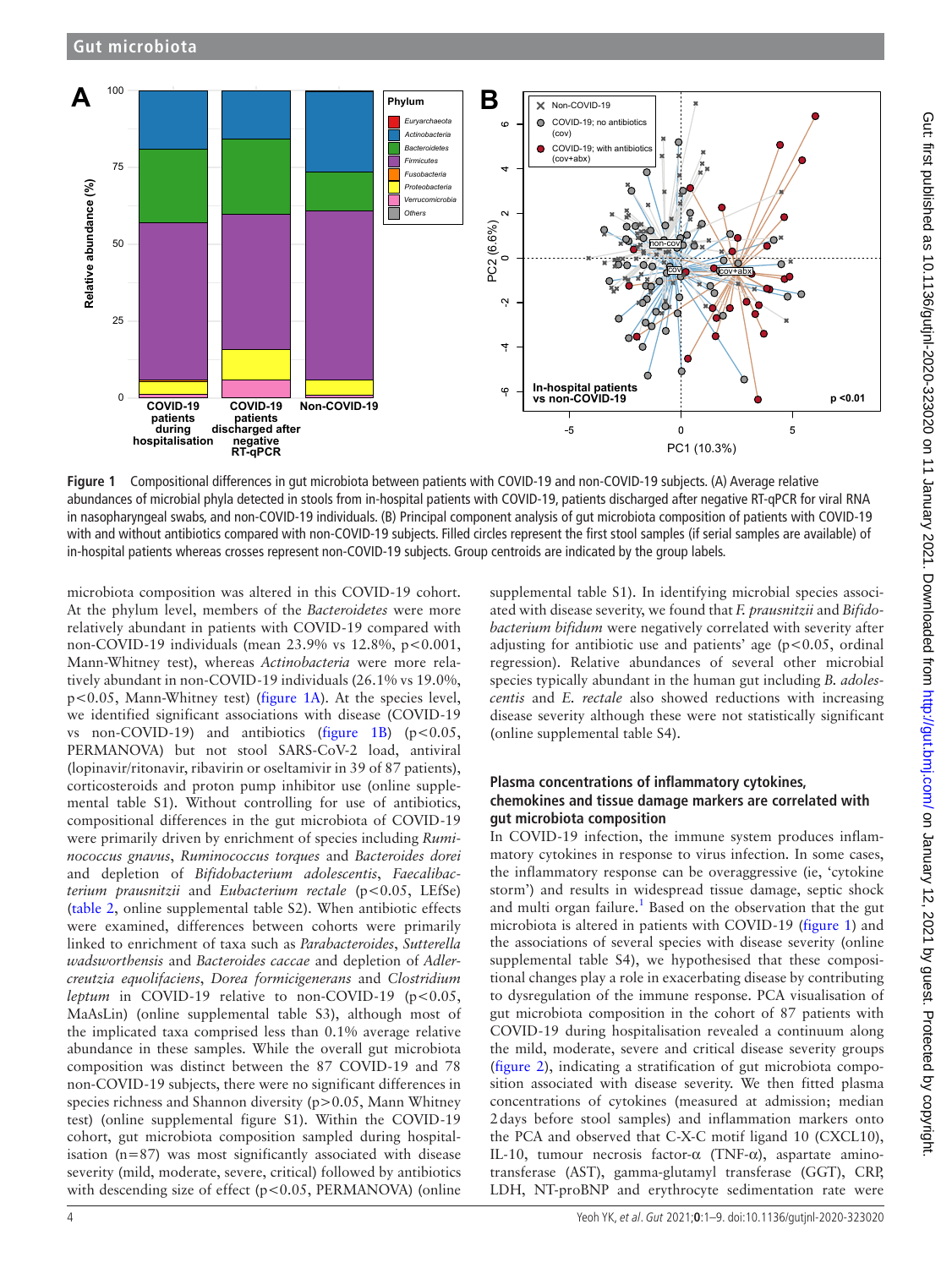Figure 1 Compositional differences in gut microbiota between patients with COVID-19 and non-COVID-19 subjects. (A) Average relative abundances of microbial phyla detected in stools from in-hospital patients with COVID-19, patients discharged after negative RT-qPCR for viral RNA in nasopharyngeal swabs, and non-COVID-19 individuals. (B) Principal component analysis of gut microbiota composition of patients with COVID-19 with and without antibiotics compared with non-COVID-19 subjects. Filled circles represent the first stool samples (if serial samples are available) of in-hospital patients whereas crosses represent non-COVID-19 subjects. Group centroids are indicated by the group labels.

microbiota composition was altered in this COVID-19 cohort. At the phylum level, members of the *Bacteroidetes* were more relatively abundant in patients with COVID-19 compared with non-COVID-19 individuals (mean 23.9% vs 12.8%, $p<0.001$, Mann-Whitney test), whereas *Actinobacteria* were more relatively abundant in non-COVID-19 individuals (26.1% vs 19.0%, $p<0.05$, Mann-Whitney test) (figure 1A). At the species level, we identified significant associations with disease (COVID-19 vs non-COVID-19) and antibiotics (figure 1B) ($p<0.05$, PERMANOVA) but not stool SARS-CoV-2 load, antiviral (lopinavir/ritonavir, ribavirin or oseltamivir in 39 of 87 patients), corticosteroids and proton pump inhibitor use (online supplemental table S1). Without controlling for use of antibiotics, compositional differences in the gut microbiota of COVID-19 were primarily driven by enrichment of species including *Ruminococcus gnavus*, *Ruminococcus torques* and *Bacteroides dorei* and depletion of *Bifidobacterium adolescentis*, *Faecalibacterium prausnitzii* and *Eubacterium rectale* ($p<0.05$, LEfSe) (table 2, online supplemental table S2). When antibiotic effects were examined, differences between cohorts were primarily linked to enrichment of taxa such as *Parabacteroides*, *Sutterella wadsworthensis* and *Bacteroides caccae* and depletion of *Adlercreutzia equolifaciens*, *Dorea formicigenerans* and *Clostridium leptum* in COVID-19 relative to non-COVID-19 ($p<0.05$, MaAsLin) (online supplemental table S3), although most of the implicated taxa comprised less than 0.1% average relative abundance in these samples. While the overall gut microbiota composition was distinct between the 87 COVID-19 and 78 non-COVID-19 subjects, there were no significant differences in species richness and Shannon diversity ($p>0.05$, Mann Whitney test) (online supplemental figure S1). Within the COVID-19 cohort, gut microbiota composition sampled during hospitalisation (n=87) was most significantly associated with disease severity (mild, moderate, severe, critical) followed by antibiotics with descending size of effect ($p<0.05$, PERMANOVA) (online supplemental table S1). In identifying microbial species associated with disease severity, we found that *F. prausnitzii* and *Bifidobacterium bifidum* were negatively correlated with severity after adjusting for antibiotic use and patients' age ($p<0.05$, ordinal regression). Relative abundances of several other microbial species typically abundant in the human gut including *B. adolescentis* and *E. rectale* also showed reductions with increasing disease severity although these were not statistically significant (online supplemental table S4).

### Plasma concentrations of inflammatory cytokines, chemokines and tissue damage markers are correlated with gut microbiota composition

In COVID-19 infection, the immune system produces inflammatory cytokines in response to virus infection. In some cases, the inflammatory response can be overaggressive (ie, 'cytokine storm') and results in widespread tissue damage, septic shock and multi organ failure.[1] Based on the observation that the gut microbiota is altered in patients with COVID-19 (figure 1) and the associations of several species with disease severity (online supplemental table S4), we hypothesised that these compositional changes play a role in exacerbating disease by contributing to dysregulation of the immune response. PCA visualisation of gut microbiota composition in the cohort of 87 patients with COVID-19 during hospitalisation revealed a continuum along the mild, moderate, severe and critical disease severity groups (figure 2), indicating a stratification of gut microbiota composition associated with disease severity. We then fitted plasma concentrations of cytokines (measured at admission; median 2 days before stool samples) and inflammation markers onto the PCA and observed that C-X-C motif ligand 10 (CXCL10), IL-10, tumour necrosis factor-α (TNF-α), aspartate aminotransferase (AST), gamma-glutamyl transferase (GGT), CRP, LDH, NT-proBNP and erythrocyte sedimentation rate were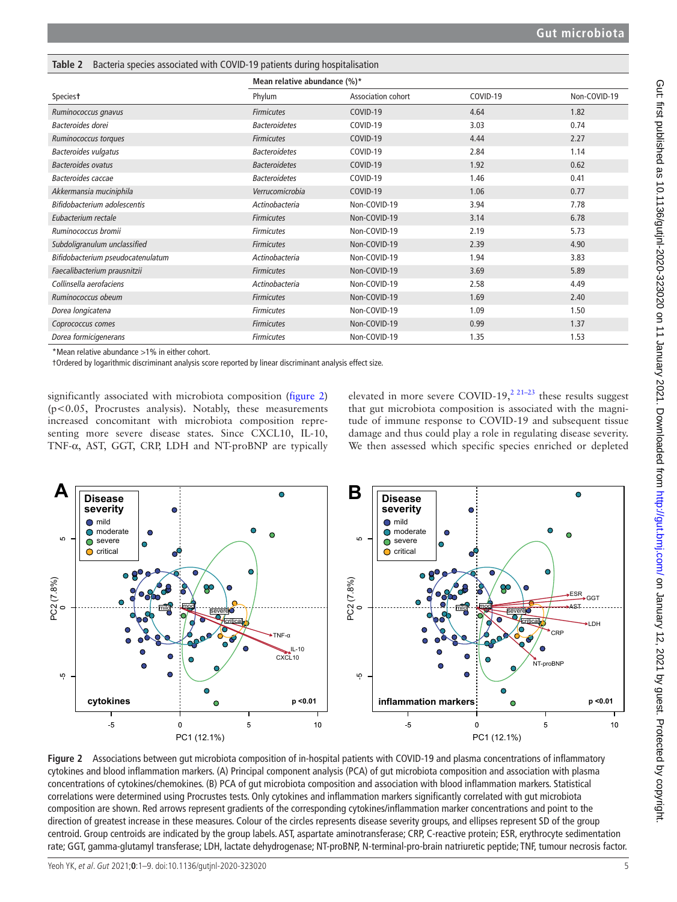**Table 2** Bacteria species associated with COVID-19 patients during hospitalisation

| Species† | Phylum | Association cohort | Mean relative abundance (%)* | |
|---|---|---|---|---|
| | | | COVID-19 | Non-COVID-19 |
| *Ruminococcus gnavus* | *Firmicutes* | COVID-19 | 4.64 | 1.82 |
| *Bacteroides dorei* | *Bacteroidetes* | COVID-19 | 3.03 | 0.74 |
| *Ruminococcus torques* | *Firmicutes* | COVID-19 | 4.44 | 2.27 |
| *Bacteroides vulgatus* | *Bacteroidetes* | COVID-19 | 2.84 | 1.14 |
| *Bacteroides ovatus* | *Bacteroidetes* | COVID-19 | 1.92 | 0.62 |
| *Bacteroides caccae* | *Bacteroidetes* | COVID-19 | 1.46 | 0.41 |
| *Akkermansia muciniphila* | *Verrucomicrobia* | COVID-19 | 1.06 | 0.77 |
| *Bifidobacterium adolescentis* | *Actinobacteria* | Non-COVID-19 | 3.94 | 7.78 |
| *Eubacterium rectale* | *Firmicutes* | Non-COVID-19 | 3.14 | 6.78 |
| *Ruminococcus bromii* | *Firmicutes* | Non-COVID-19 | 2.19 | 5.73 |
| *Subdoligranulum unclassified* | *Firmicutes* | Non-COVID-19 | 2.39 | 4.90 |
| *Bifidobacterium pseudocatenulatum* | *Actinobacteria* | Non-COVID-19 | 1.94 | 3.83 |
| *Faecalibacterium prausnitzii* | *Firmicutes* | Non-COVID-19 | 3.69 | 5.89 |
| *Collinsella aerofaciens* | *Actinobacteria* | Non-COVID-19 | 2.58 | 4.49 |
| *Ruminococcus obeum* | *Firmicutes* | Non-COVID-19 | 1.69 | 2.40 |
| *Dorea longicatena* | *Firmicutes* | Non-COVID-19 | 1.09 | 1.50 |
| *Coprococcus comes* | *Firmicutes* | Non-COVID-19 | 0.99 | 1.37 |
| *Dorea formicigenerans* | *Firmicutes* | Non-COVID-19 | 1.35 | 1.53 |

*Mean relative abundance >1% in either cohort.
†Ordered by logarithmic discriminant analysis score reported by linear discriminant analysis effect size.

significantly associated with microbiota composition (figure 2) ($p<0.05$, Procrustes analysis). Notably, these measurements increased concomitant with microbiota composition representing more severe disease states. Since CXCL10, IL-10, TNF-α, AST, GGT, CRP, LDH and NT-proBNP are typically elevated in more severe COVID-19,[2,21–23] these results suggest that gut microbiota composition is associated with the magnitude of immune response to COVID-19 and subsequent tissue damage and thus could play a role in regulating disease severity. We then assessed which specific species enriched or depleted

**Figure 2** Associations between gut microbiota composition of in-hospital patients with COVID-19 and plasma concentrations of inflammatory cytokines and blood inflammation markers. (A) Principal component analysis (PCA) of gut microbiota composition and association with plasma concentrations of cytokines/chemokines. (B) PCA of gut microbiota composition and association with blood inflammation markers. Statistical correlations were determined using Procrustes tests. Only cytokines and inflammation markers significantly correlated with gut microbiota composition are shown. Red arrows represent gradients of the corresponding cytokines/inflammation marker concentrations and point to the direction of greatest increase in these measures. Colour of the circles represents disease severity groups, and ellipses represent SD of the group centroid. Group centroids are indicated by the group labels. AST, aspartate aminotransferase; CRP, C-reactive protein; ESR, erythrocyte sedimentation rate; GGT, gamma-glutamyl transferase; LDH, lactate dehydrogenase; NT-proBNP, N-terminal-pro-brain natriuretic peptide; TNF, tumour necrosis factor.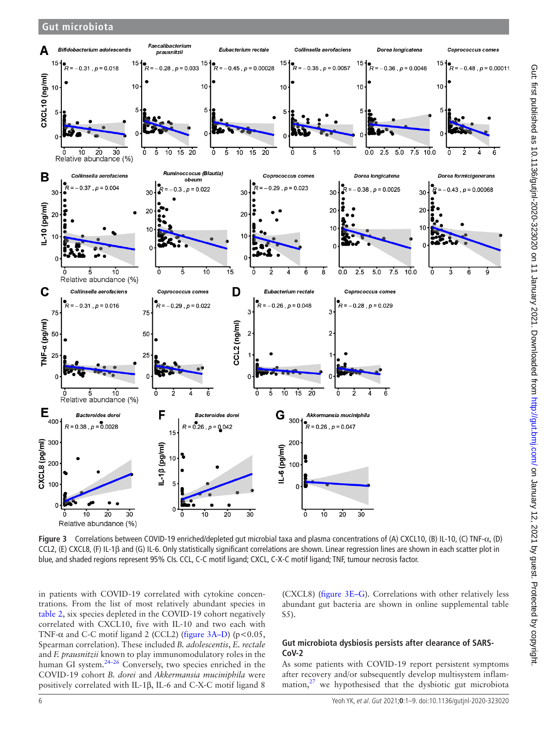Figure 3 Correlations between COVID-19 enriched/depleted gut microbial taxa and plasma concentrations of (A) CXCL10, (B) IL-10, (C) TNF-α, (D) CCL2, (E) CXCL8, (F) IL-1β and (G) IL-6. Only statistically significant correlations are shown. Linear regression lines are shown in each scatter plot in blue, and shaded regions represent 95% CIs. CCL, C-C motif ligand; CXCL, C-X-C motif ligand; TNF, tumour necrosis factor.

in patients with COVID-19 correlated with cytokine concentrations. From the list of most relatively abundant species in table 2, six species depleted in the COVID-19 cohort negatively correlated with CXCL10, five with IL-10 and two each with TNF-α and C-C motif ligand 2 (CCL2) (figure 3A–D) ($p<0.05$, Spearman correlation). These included *B. adolescentis*, *E. rectale* and *F. prausnitzii* known to play immunomodulatory roles in the human GI system.[24–26] Conversely, two species enriched in the COVID-19 cohort *B. dorei* and *Akkermansia muciniphila* were positively correlated with IL-1β, IL-6 and C-X-C motif ligand 8 (CXCL8) (figure 3E–G). Correlations with other relatively less abundant gut bacteria are shown in online supplemental table S5).

## Gut microbiota dysbiosis persists after clearance of SARS-CoV-2

As some patients with COVID-19 report persistent symptoms after recovery and/or subsequently develop multisystem inflammation,[27] we hypothesised that the dysbiotic gut microbiota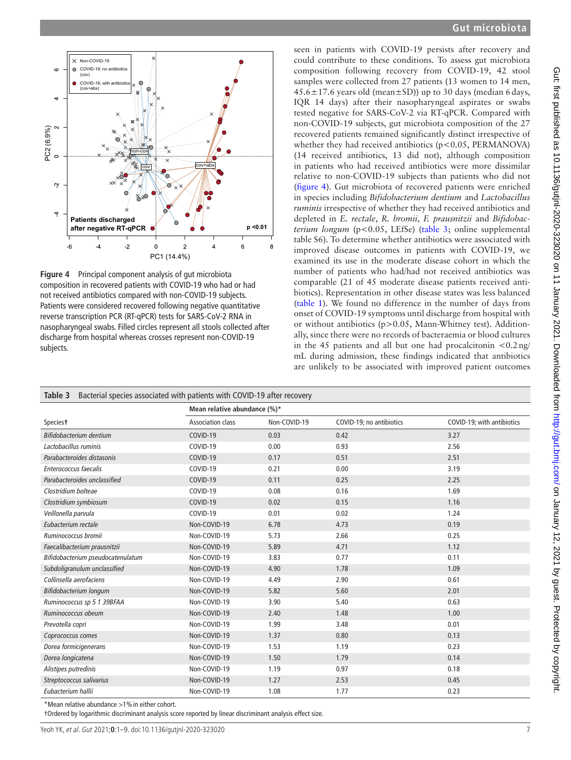**Figure 4** Principal component analysis of gut microbiota composition in recovered patients with COVID-19 who had or had not received antibiotics compared with non-COVID-19 subjects. Patients were considered recovered following negative quantitative reverse transcription PCR (RT-qPCR) tests for SARS-CoV-2 RNA in nasopharyngeal swabs. Filled circles represent all stools collected after discharge from hospital whereas crosses represent non-COVID-19 subjects.

seen in patients with COVID-19 persists after recovery and could contribute to these conditions. To assess gut microbiota composition following recovery from COVID-19, 42 stool samples were collected from 27 patients (13 women to 14 men, 45.6±17.6 years old (mean±SD)) up to 30 days (median 6 days, IQR 14 days) after their nasopharyngeal aspirates or swabs tested negative for SARS-CoV-2 via RT-qPCR. Compared with non-COVID-19 subjects, gut microbiota composition of the 27 recovered patients remained significantly distinct irrespective of whether they had received antibiotics ($p<0.05$, PERMANOVA) (14 received antibiotics, 13 did not), although composition in patients who had received antibiotics were more dissimilar relative to non-COVID-19 subjects than patients who did not (figure 4). Gut microbiota of recovered patients were enriched in species including *Bifidobacterium dentium* and *Lactobacillus ruminis* irrespective of whether they had received antibiotics and depleted in *E. rectale*, *R. bromii*, *F. prausnitzii* and *Bifidobacterium longum* ($p<0.05$, LEfSe) (table 3; online supplemental table S6). To determine whether antibiotics were associated with improved disease outcomes in patients with COVID-19, we examined its use in the moderate disease cohort in which the number of patients who had/had not received antibiotics was comparable (21 of 45 moderate disease patients received antibiotics). Representation in other disease states was less balanced (table 1). We found no difference in the number of days from onset of COVID-19 symptoms until discharge from hospital with or without antibiotics ($p>0.05$, Mann-Whitney test). Additionally, since there were no records of bacteraemia or blood cultures in the 45 patients and all but one had procalcitonin <0.2 ng/mL during admission, these findings indicated that antibiotics are unlikely to be associated with improved patient outcomes

**Table 3** Bacterial species associated with patients with COVID-19 after recovery

| | Mean relative abundance (%)* | | | |
|---|---|---|---|---|
| Species† | Association class | Non-COVID-19 | COVID-19; no antibiotics | COVID-19; with antibiotics |
| *Bifidobacterium dentium* | COVID-19 | 0.03 | 0.42 | 3.27 |
| *Lactobacillus ruminis* | COVID-19 | 0.00 | 0.93 | 2.56 |
| *Parabacteroides distasonis* | COVID-19 | 0.17 | 0.51 | 2.51 |
| *Enterococcus faecalis* | COVID-19 | 0.21 | 0.00 | 3.19 |
| *Parabacteroides unclassified* | COVID-19 | 0.11 | 0.25 | 2.25 |
| *Clostridium bolteae* | COVID-19 | 0.08 | 0.16 | 1.69 |
| *Clostridium symbiosum* | COVID-19 | 0.02 | 0.15 | 1.16 |
| *Veillonella parvula* | COVID-19 | 0.01 | 0.02 | 1.24 |
| *Eubacterium rectale* | Non-COVID-19 | 6.78 | 4.73 | 0.19 |
| *Ruminococcus bromii* | Non-COVID-19 | 5.73 | 2.66 | 0.25 |
| *Faecalibacterium prausnitzii* | Non-COVID-19 | 5.89 | 4.71 | 1.12 |
| *Bifidobacterium pseudocatenulatum* | Non-COVID-19 | 3.83 | 0.77 | 0.11 |
| *Subdoligranulum unclassified* | Non-COVID-19 | 4.90 | 1.78 | 1.09 |
| *Collinsella aerofaciens* | Non-COVID-19 | 4.49 | 2.90 | 0.61 |
| *Bifidobacterium longum* | Non-COVID-19 | 5.82 | 5.60 | 2.01 |
| *Ruminococcus sp 5 1 39BFAA* | Non-COVID-19 | 3.90 | 5.40 | 0.63 |
| *Ruminococcus obeum* | Non-COVID-19 | 2.40 | 1.48 | 1.00 |
| *Prevotella copri* | Non-COVID-19 | 1.99 | 3.48 | 0.01 |
| *Coprococcus comes* | Non-COVID-19 | 1.37 | 0.80 | 0.13 |
| *Dorea formicigenerans* | Non-COVID-19 | 1.53 | 1.19 | 0.23 |
| *Dorea longicatena* | Non-COVID-19 | 1.50 | 1.79 | 0.14 |
| *Alistipes putredinis* | Non-COVID-19 | 1.19 | 0.97 | 0.18 |
| *Streptococcus salivarius* | Non-COVID-19 | 1.27 | 2.53 | 0.45 |
| *Eubacterium hallii* | Non-COVID-19 | 1.08 | 1.77 | 0.23 |

*Mean relative abundance >1% in either cohort.

†Ordered by logarithmic discriminant analysis score reported by linear discriminant analysis effect size.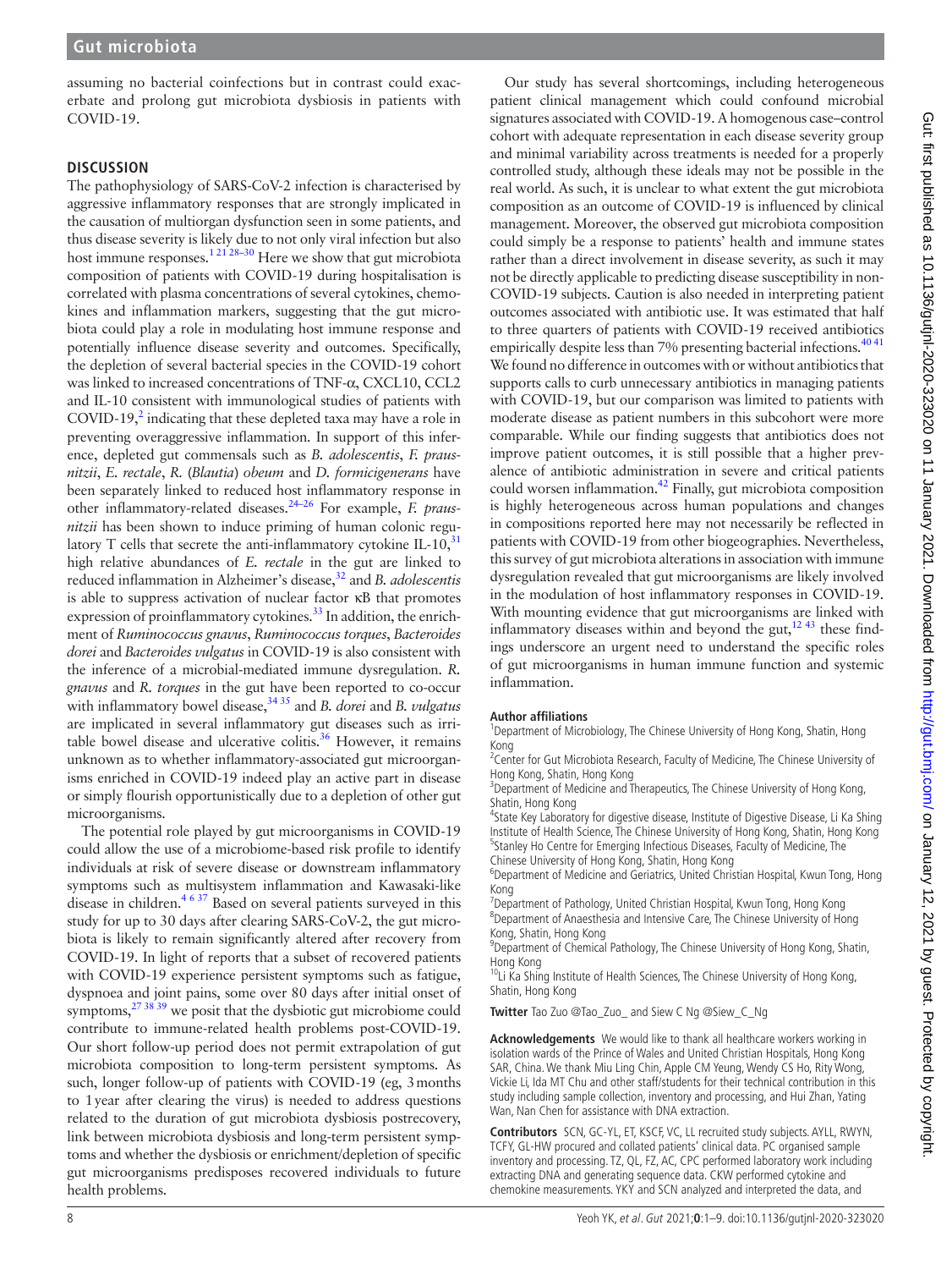assuming no bacterial coinfections but in contrast could exacerbate and prolong gut microbiota dysbiosis in patients with COVID-19.

## DISCUSSION

The pathophysiology of SARS-CoV-2 infection is characterised by aggressive inflammatory responses that are strongly implicated in the causation of multiorgan dysfunction seen in some patients, and thus disease severity is likely due to not only viral infection but also host immune responses.[1 21 28–30] Here we show that gut microbiota composition of patients with COVID-19 during hospitalisation is correlated with plasma concentrations of several cytokines, chemokines and inflammation markers, suggesting that the gut microbiota could play a role in modulating host immune response and potentially influence disease severity and outcomes. Specifically, the depletion of several bacterial species in the COVID-19 cohort was linked to increased concentrations of TNF-α, CXCL10, CCL2 and IL-10 consistent with immunological studies of patients with COVID-19,[2] indicating that these depleted taxa may have a role in preventing overaggressive inflammation. In support of this inference, depleted gut commensals such as *B. adolescentis*, *F. prausnitzii*, *E. rectale*, *R. (Blautia) obeum* and *D. formicigenerans* have been separately linked to reduced host inflammatory response in other inflammatory-related diseases.[24–26] For example, *F. prausnitzii* has been shown to induce priming of human colonic regulatory T cells that secrete the anti-inflammatory cytokine IL-10,[31] high relative abundances of *E. rectale* in the gut are linked to reduced inflammation in Alzheimer's disease,[32] and *B. adolescentis* is able to suppress activation of nuclear factor κB that promotes expression of proinflammatory cytokines.[33] In addition, the enrichment of *Ruminococcus gnavus*, *Ruminococcus torques*, *Bacteroides dorei* and *Bacteroides vulgatus* in COVID-19 is also consistent with the inference of a microbial-mediated immune dysregulation. *R. gnavus* and *R. torques* in the gut have been reported to co-occur with inflammatory bowel disease,[34 35] and *B. dorei* and *B. vulgatus* are implicated in several inflammatory gut diseases such as irritable bowel disease and ulcerative colitis.[36] However, it remains unknown as to whether inflammatory-associated gut microorganisms enriched in COVID-19 indeed play an active part in disease or simply flourish opportunistically due to a depletion of other gut microorganisms.

The potential role played by gut microorganisms in COVID-19 could allow the use of a microbiome-based risk profile to identify individuals at risk of severe disease or downstream inflammatory symptoms such as multisystem inflammation and Kawasaki-like disease in children.[4 6 37] Based on several patients surveyed in this study for up to 30 days after clearing SARS-CoV-2, the gut microbiota is likely to remain significantly altered after recovery from COVID-19. In light of reports that a subset of recovered patients with COVID-19 experience persistent symptoms such as fatigue, dyspnoea and joint pains, some over 80 days after initial onset of symptoms,[27 38 39] we posit that the dysbiotic gut microbiome could contribute to immune-related health problems post-COVID-19. Our short follow-up period does not permit extrapolation of gut microbiota composition to long-term persistent symptoms. As such, longer follow-up of patients with COVID-19 (eg, 3 months to 1 year after clearing the virus) is needed to address questions related to the duration of gut microbiota dysbiosis postrecovery, link between microbiota dysbiosis and long-term persistent symptoms and whether the dysbiosis or enrichment/depletion of specific gut microorganisms predisposes recovered individuals to future health problems.

Our study has several shortcomings, including heterogeneous patient clinical management which could confound microbial signatures associated with COVID-19. A homogenous case–control cohort with adequate representation in each disease severity group and minimal variability across treatments is needed for a properly controlled study, although these ideals may not be possible in the real world. As such, it is unclear to what extent the gut microbiota composition as an outcome of COVID-19 is influenced by clinical management. Moreover, the observed gut microbiota composition could simply be a response to patients' health and immune states rather than a direct involvement in disease severity, as such it may not be directly applicable to predicting disease susceptibility in non-COVID-19 subjects. Caution is also needed in interpreting patient outcomes associated with antibiotic use. It was estimated that half to three quarters of patients with COVID-19 received antibiotics empirically despite less than 7% presenting bacterial infections.[40 41] We found no difference in outcomes with or without antibiotics that supports calls to curb unnecessary antibiotics in managing patients with COVID-19, but our comparison was limited to patients with moderate disease as patient numbers in this subcohort were more comparable. While our finding suggests that antibiotics does not improve patient outcomes, it is still possible that a higher prevalence of antibiotic administration in severe and critical patients could worsen inflammation.[42] Finally, gut microbiota composition is highly heterogeneous across human populations and changes in compositions reported here may not necessarily be reflected in patients with COVID-19 from other biogeographies. Nevertheless, this survey of gut microbiota alterations in association with immune dysregulation revealed that gut microorganisms are likely involved in the modulation of host inflammatory responses in COVID-19. With mounting evidence that gut microorganisms are linked with inflammatory diseases within and beyond the gut,[12 43] these findings underscore an urgent need to understand the specific roles of gut microorganisms in human immune function and systemic inflammation.

**Author affiliations**
[1]Department of Microbiology, The Chinese University of Hong Kong, Shatin, Hong Kong
[2]Center for Gut Microbiota Research, Faculty of Medicine, The Chinese University of Hong Kong, Shatin, Hong Kong
[3]Department of Medicine and Therapeutics, The Chinese University of Hong Kong, Shatin, Hong Kong
[4]State Key Laboratory for digestive disease, Institute of Digestive Disease, Li Ka Shing Institute of Health Science, The Chinese University of Hong Kong, Shatin, Hong Kong
[5]Stanley Ho Centre for Emerging Infectious Diseases, Faculty of Medicine, The Chinese University of Hong Kong, Shatin, Hong Kong
[6]Department of Medicine and Geriatrics, United Christian Hospital, Kwun Tong, Hong Kong
[7]Department of Pathology, United Christian Hospital, Kwun Tong, Hong Kong
[8]Department of Anaesthesia and Intensive Care, The Chinese University of Hong Kong, Shatin, Hong Kong
[9]Department of Chemical Pathology, The Chinese University of Hong Kong, Shatin, Hong Kong
[10]Li Ka Shing Institute of Health Sciences, The Chinese University of Hong Kong, Shatin, Hong Kong

**Twitter** Tao Zuo @Tao_Zuo_ and Siew C Ng @Siew_C_Ng

**Acknowledgements** We would like to thank all healthcare workers working in isolation wards of the Prince of Wales and United Christian Hospitals, Hong Kong SAR, China. We thank Miu Ling Chin, Apple CM Yeung, Wendy CS Ho, Rity Wong, Vickie Li, Ida MT Chu and other staff/students for their technical contribution in this study including sample collection, inventory and processing, and Hui Zhan, Yating Wan, Nan Chen for assistance with DNA extraction.

**Contributors** SCN, GC-YL, ET, KSCF, VC, LL recruited study subjects. AYLL, RWYN, TCFY, GL-HW procured and collated patients' clinical data. PC organised sample inventory and processing. TZ, QL, FZ, AC, CPC performed laboratory work including extracting DNA and generating sequence data. CKW performed cytokine and chemokine measurements. YKY and SCN analyzed and interpreted the data, and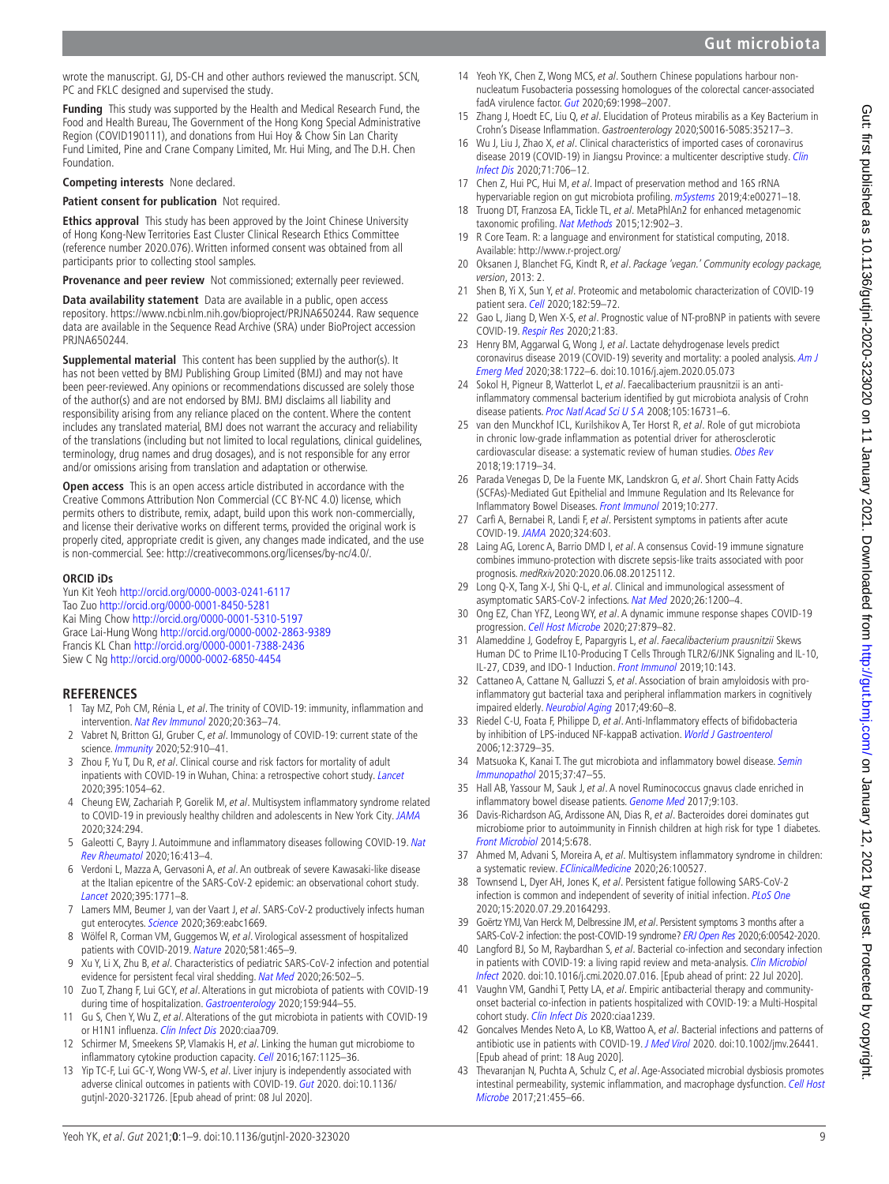wrote the manuscript. GJ, DS-CH and other authors reviewed the manuscript. SCN, PC and FKLC designed and supervised the study.

**Funding** This study was supported by the Health and Medical Research Fund, the Food and Health Bureau, The Government of the Hong Kong Special Administrative Region (COVID190111), and donations from Hui Hoy & Chow Sin Lan Charity Fund Limited, Pine and Crane Company Limited, Mr. Hui Ming, and The D.H. Chen Foundation.

**Competing interests** None declared.

**Patient consent for publication** Not required.

**Ethics approval** This study has been approved by the Joint Chinese University of Hong Kong-New Territories East Cluster Clinical Research Ethics Committee (reference number 2020.076). Written informed consent was obtained from all participants prior to collecting stool samples.

**Provenance and peer review** Not commissioned; externally peer reviewed.

**Data availability statement** Data are available in a public, open access repository. https://www.ncbi.nlm.nih.gov/bioproject/PRJNA650244. Raw sequence data are available in the Sequence Read Archive (SRA) under BioProject accession PRJNA650244.

**Supplemental material** This content has been supplied by the author(s). It has not been vetted by BMJ Publishing Group Limited (BMJ) and may not have been peer-reviewed. Any opinions or recommendations discussed are solely those of the author(s) and are not endorsed by BMJ. BMJ disclaims all liability and responsibility arising from any reliance placed on the content. Where the content includes any translated material, BMJ does not warrant the accuracy and reliability of the translations (including but not limited to local regulations, clinical guidelines, terminology, drug names and drug dosages), and is not responsible for any error and/or omissions arising from translation and adaptation or otherwise.

**Open access** This is an open access article distributed in accordance with the Creative Commons Attribution Non Commercial (CC BY-NC 4.0) license, which permits others to distribute, remix, adapt, build upon this work non-commercially, and license their derivative works on different terms, provided the original work is properly cited, appropriate credit is given, any changes made indicated, and the use is non-commercial. See: http://creativecommons.org/licenses/by-nc/4.0/.

### ORCID iDs

Yun Kit Yeoh http://orcid.org/0000-0003-0241-6117
Tao Zuo http://orcid.org/0000-0001-8450-5281
Kai Ming Chow http://orcid.org/0000-0001-5310-5197
Grace Lai-Hung Wong http://orcid.org/0000-0002-2863-9389
Francis KL Chan http://orcid.org/0000-0001-7388-2436
Siew C Ng http://orcid.org/0000-0002-6850-4454

## REFERENCES

1. Tay MZ, Poh CM, Rénia L, *et al*. The trinity of COVID-19: immunity, inflammation and intervention. *Nat Rev Immunol* 2020;20:363–74.
2. Vabret N, Britton GJ, Gruber C, *et al*. Immunology of COVID-19: current state of the science. *Immunity* 2020;52:910–41.
3. Zhou F, Yu T, Du R, *et al*. Clinical course and risk factors for mortality of adult inpatients with COVID-19 in Wuhan, China: a retrospective cohort study. *Lancet* 2020;395:1054–62.
4. Cheung EW, Zachariah P, Gorelik M, *et al*. Multisystem inflammatory syndrome related to COVID-19 in previously healthy children and adolescents in New York City. *JAMA* 2020;324:294.
5. Galeotti C, Bayry J. Autoimmune and inflammatory diseases following COVID-19. *Nat Rev Rheumatol* 2020;16:413–4.
6. Verdoni L, Mazza A, Gervasoni A, *et al*. An outbreak of severe Kawasaki-like disease at the Italian epicentre of the SARS-CoV-2 epidemic: an observational cohort study. *Lancet* 2020;395:1771–8.
7. Lamers MM, Beumer J, van der Vaart J, *et al*. SARS-CoV-2 productively infects human gut enterocytes. *Science* 2020;369:eabc1669.
8. Wölfel R, Corman VM, Guggemos W, *et al*. Virological assessment of hospitalized patients with COVID-2019. *Nature* 2020;581:465–9.
9. Xu Y, Li X, Zhu B, *et al*. Characteristics of pediatric SARS-CoV-2 infection and potential evidence for persistent fecal viral shedding. *Nat Med* 2020;26:502–5.
10. Zuo T, Zhang F, Lui GCY, *et al*. Alterations in gut microbiota of patients with COVID-19 during time of hospitalization. *Gastroenterology* 2020;159:944–55.
11. Gu S, Chen Y, Wu Z, *et al*. Alterations of the gut microbiota in patients with COVID-19 or H1N1 influenza. *Clin Infect Dis* 2020:ciaa709.
12. Schirmer M, Smeekens SP, Vlamakis H, *et al*. Linking the human gut microbiome to inflammatory cytokine production capacity. *Cell* 2016;167:1125–36.
13. Yip TC-F, Lui GC-Y, Wong VW-S, *et al*. Liver injury is independently associated with adverse clinical outcomes in patients with COVID-19. *Gut* 2020. doi:10.1136/gutjnl-2020-321726. [Epub ahead of print: 08 Jul 2020].
14. Yeoh YK, Chen Z, Wong MCS, *et al*. Southern Chinese populations harbour non-nucleatum Fusobacteria possessing homologues of the colorectal cancer-associated fadA virulence factor. *Gut* 2020;69:1998–2007.
15. Zhang J, Hoedt EC, Liu Q, *et al*. Elucidation of Proteus mirabilis as a Key Bacterium in Crohn's Disease Inflammation. *Gastroenterology* 2020;S0016-5085:35217–3.
16. Wu J, Liu J, Zhao X, *et al*. Clinical characteristics of imported cases of coronavirus disease 2019 (COVID-19) in Jiangsu Province: a multicenter descriptive study. *Clin Infect Dis* 2020;71:706–12.
17. Chen Z, Hui PC, Hui M, *et al*. Impact of preservation method and 16S rRNA hypervariable region on gut microbiota profiling. *mSystems* 2019;4:e00271–18.
18. Truong DT, Franzosa EA, Tickle TL, *et al*. MetaPhlAn2 for enhanced metagenomic taxonomic profiling. *Nat Methods* 2015;12:902–3.
19. R Core Team. R: a language and environment for statistical computing, 2018. Available: http://www.r-project.org/
20. Oksanen J, Blanchet FG, Kindt R, *et al*. *Package 'vegan.' Community ecology package, version*, 2013: 2.
21. Shen B, Yi X, Sun Y, *et al*. Proteomic and metabolomic characterization of COVID-19 patient sera. *Cell* 2020;182:59–72.
22. Gao L, Jiang D, Wen X-S, *et al*. Prognostic value of NT-proBNP in patients with severe COVID-19. *Respir Res* 2020;21:83.
23. Henry BM, Aggarwal G, Wong J, *et al*. Lactate dehydrogenase levels predict coronavirus disease 2019 (COVID-19) severity and mortality: a pooled analysis. *Am J Emerg Med* 2020;38:1722–6. doi:10.1016/j.ajem.2020.05.073
24. Sokol H, Pigneur B, Watterlot L, *et al*. Faecalibacterium prausnitzii is an anti-inflammatory commensal bacterium identified by gut microbiota analysis of Crohn disease patients. *Proc Natl Acad Sci U S A* 2008;105:16731–6.
25. van den Munckhof ICL, Kurilshikov A, Ter Horst R, *et al*. Role of gut microbiota in chronic low-grade inflammation as potential driver for atherosclerotic cardiovascular disease: a systematic review of human studies. *Obes Rev* 2018;19:1719–34.
26. Parada Venegas D, De la Fuente MK, Landskron G, *et al*. Short Chain Fatty Acids (SCFAs)-Mediated Gut Epithelial and Immune Regulation and Its Relevance for Inflammatory Bowel Diseases. *Front Immunol* 2019;10:277.
27. Carfì A, Bernabei R, Landi F, *et al*. Persistent symptoms in patients after acute COVID-19. *JAMA* 2020;324:603.
28. Laing AG, Lorenc A, Barrio DMD I, *et al*. A consensus Covid-19 immune signature combines immuno-protection with discrete sepsis-like traits associated with poor prognosis. *medRxiv* 2020:2020.06.08.20125112.
29. Long Q-X, Tang X-J, Shi Q-L, *et al*. Clinical and immunological assessment of asymptomatic SARS-CoV-2 infections. *Nat Med* 2020;26:1200–4.
30. Ong EZ, Chan YFZ, Leong WY, *et al*. A dynamic immune response shapes COVID-19 progression. *Cell Host Microbe* 2020;27:879–82.
31. Alameddine J, Godefroy E, Papargyris L, *et al*. *Faecalibacterium prausnitzii* Skews Human DC to Prime IL10-Producing T Cells Through TLR2/6/JNK Signaling and IL-10, IL-27, CD39, and IDO-1 Induction. *Front Immunol* 2019;10:143.
32. Cattaneo A, Cattane N, Galluzzi S, *et al*. Association of brain amyloidosis with pro-inflammatory gut bacterial taxa and peripheral inflammation markers in cognitively impaired elderly. *Neurobiol Aging* 2017;49:60–8.
33. Riedel C-U, Foata F, Philippe D, *et al*. Anti-Inflammatory effects of bifidobacteria by inhibition of LPS-induced NF-kappaB activation. *World J Gastroenterol* 2006;12:3729–35.
34. Matsuoka K, Kanai T. The gut microbiota and inflammatory bowel disease. *Semin Immunopathol* 2015;37:47–55.
35. Hall AB, Yassour M, Sauk J, *et al*. A novel Ruminococcus gnavus clade enriched in inflammatory bowel disease patients. *Genome Med* 2017;9:103.
36. Davis-Richardson AG, Ardissone AN, Dias R, *et al*. Bacteroides dorei dominates gut microbiome prior to autoimmunity in Finnish children at high risk for type 1 diabetes. *Front Microbiol* 2014;5:678.
37. Ahmed M, Advani S, Moreira A, *et al*. Multisystem inflammatory syndrome in children: a systematic review. *EClinicalMedicine* 2020;26:100527.
38. Townsend L, Dyer AH, Jones K, *et al*. Persistent fatigue following SARS-CoV-2 infection is common and independent of severity of initial infection. *PLoS One* 2020;15:2020.07.29.20164293.
39. Goërtz YMJ, Van Herck M, Delbressine JM, *et al*. Persistent symptoms 3 months after a SARS-CoV-2 infection: the post-COVID-19 syndrome? *ERJ Open Res* 2020;6:00542-2020.
40. Langford BJ, So M, Raybardhan S, *et al*. Bacterial co-infection and secondary infection in patients with COVID-19: a living rapid review and meta-analysis. *Clin Microbiol Infect* 2020. doi:10.1016/j.cmi.2020.07.016. [Epub ahead of print: 22 Jul 2020].
41. Vaughn VM, Gandhi T, Petty LA, *et al*. Empiric antibacterial therapy and community-onset bacterial co-infection in patients hospitalized with COVID-19: a Multi-Hospital cohort study. *Clin Infect Dis* 2020:ciaa1239.
42. Goncalves Mendes Neto A, Lo KB, Wattoo A, *et al*. Bacterial infections and patterns of antibiotic use in patients with COVID-19. *J Med Virol* 2020. doi:10.1002/jmv.26441. [Epub ahead of print: 18 Aug 2020].
43. Thevaranjan N, Puchta A, Schulz C, *et al*. Age-Associated microbial dysbiosis promotes intestinal permeability, systemic inflammation, and macrophage dysfunction. *Cell Host Microbe* 2017;21:455–66.